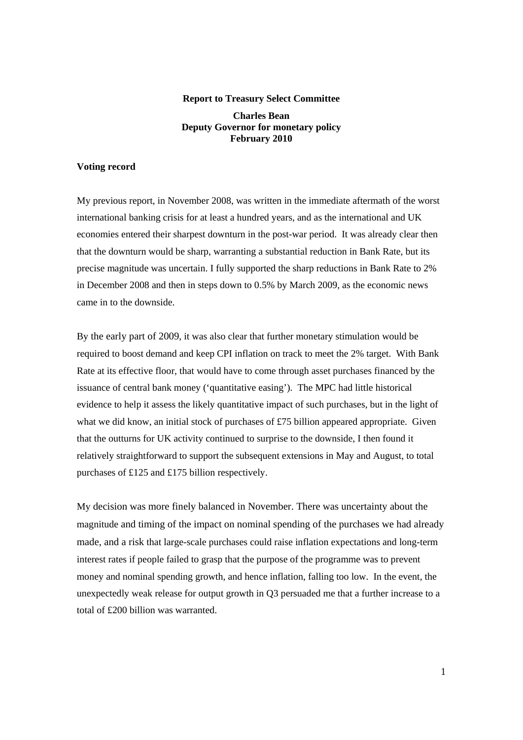**Report to Treasury Select Committee**

**Charles Bean**
**Deputy Governor for monetary policy**
**February 2010**

**Voting record**

My previous report, in November 2008, was written in the immediate aftermath of the worst international banking crisis for at least a hundred years, and as the international and UK economies entered their sharpest downturn in the post-war period. It was already clear then that the downturn would be sharp, warranting a substantial reduction in Bank Rate, but its precise magnitude was uncertain. I fully supported the sharp reductions in Bank Rate to 2% in December 2008 and then in steps down to 0.5% by March 2009, as the economic news came in to the downside.

By the early part of 2009, it was also clear that further monetary stimulation would be required to boost demand and keep CPI inflation on track to meet the 2% target. With Bank Rate at its effective floor, that would have to come through asset purchases financed by the issuance of central bank money ('quantitative easing'). The MPC had little historical evidence to help it assess the likely quantitative impact of such purchases, but in the light of what we did know, an initial stock of purchases of £75 billion appeared appropriate. Given that the outturns for UK activity continued to surprise to the downside, I then found it relatively straightforward to support the subsequent extensions in May and August, to total purchases of £125 and £175 billion respectively.

My decision was more finely balanced in November. There was uncertainty about the magnitude and timing of the impact on nominal spending of the purchases we had already made, and a risk that large-scale purchases could raise inflation expectations and long-term interest rates if people failed to grasp that the purpose of the programme was to prevent money and nominal spending growth, and hence inflation, falling too low. In the event, the unexpectedly weak release for output growth in Q3 persuaded me that a further increase to a total of £200 billion was warranted.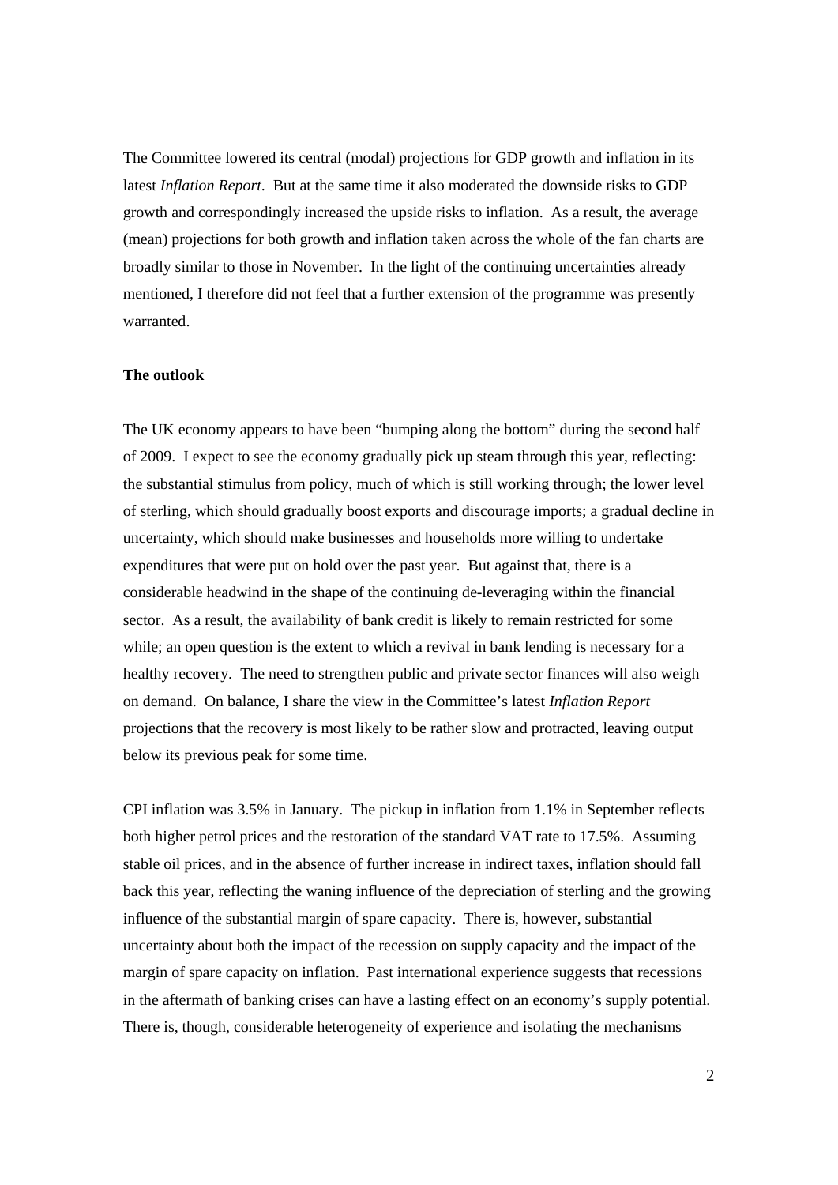The Committee lowered its central (modal) projections for GDP growth and inflation in its latest *Inflation Report*. But at the same time it also moderated the downside risks to GDP growth and correspondingly increased the upside risks to inflation. As a result, the average (mean) projections for both growth and inflation taken across the whole of the fan charts are broadly similar to those in November. In the light of the continuing uncertainties already mentioned, I therefore did not feel that a further extension of the programme was presently warranted.

**The outlook**

The UK economy appears to have been "bumping along the bottom" during the second half of 2009. I expect to see the economy gradually pick up steam through this year, reflecting: the substantial stimulus from policy, much of which is still working through; the lower level of sterling, which should gradually boost exports and discourage imports; a gradual decline in uncertainty, which should make businesses and households more willing to undertake expenditures that were put on hold over the past year. But against that, there is a considerable headwind in the shape of the continuing de-leveraging within the financial sector. As a result, the availability of bank credit is likely to remain restricted for some while; an open question is the extent to which a revival in bank lending is necessary for a healthy recovery. The need to strengthen public and private sector finances will also weigh on demand. On balance, I share the view in the Committee's latest *Inflation Report* projections that the recovery is most likely to be rather slow and protracted, leaving output below its previous peak for some time.

CPI inflation was 3.5% in January. The pickup in inflation from 1.1% in September reflects both higher petrol prices and the restoration of the standard VAT rate to 17.5%. Assuming stable oil prices, and in the absence of further increase in indirect taxes, inflation should fall back this year, reflecting the waning influence of the depreciation of sterling and the growing influence of the substantial margin of spare capacity. There is, however, substantial uncertainty about both the impact of the recession on supply capacity and the impact of the margin of spare capacity on inflation. Past international experience suggests that recessions in the aftermath of banking crises can have a lasting effect on an economy's supply potential. There is, though, considerable heterogeneity of experience and isolating the mechanisms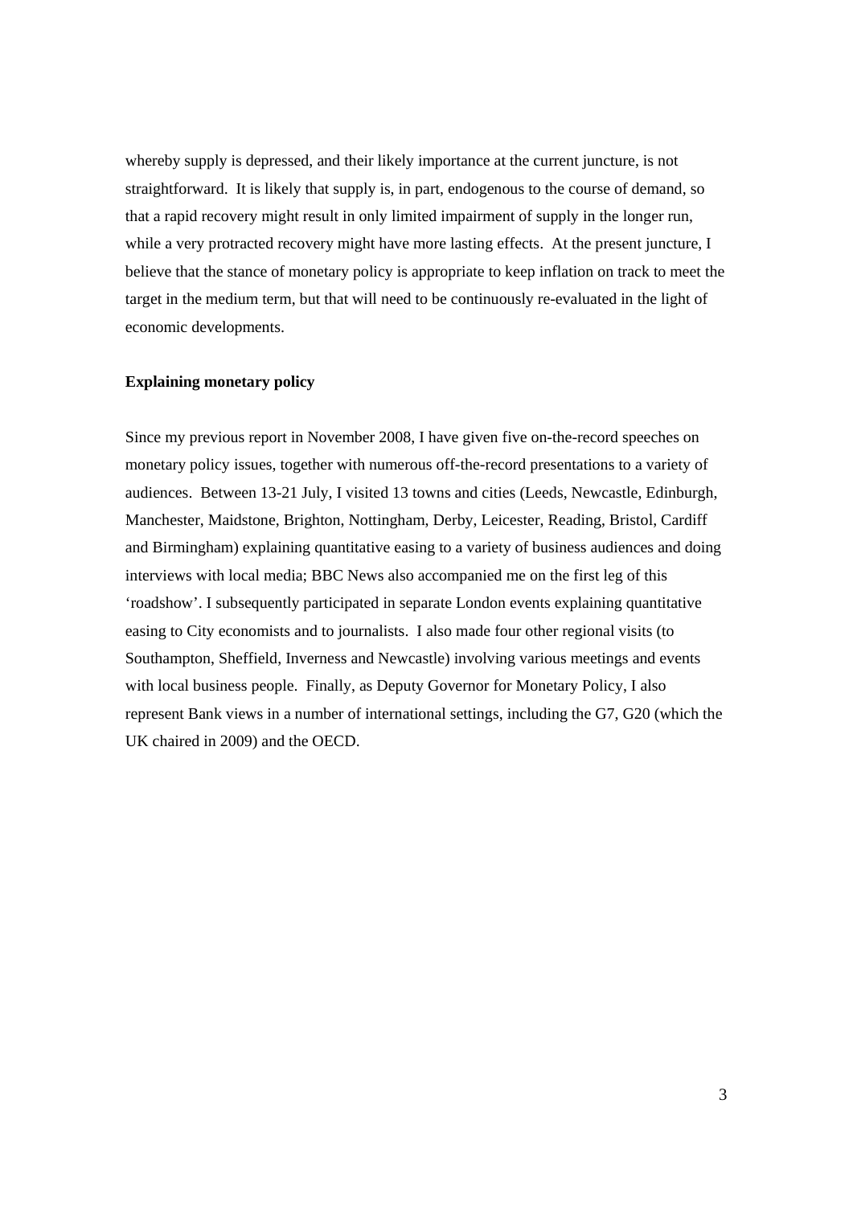whereby supply is depressed, and their likely importance at the current juncture, is not straightforward. It is likely that supply is, in part, endogenous to the course of demand, so that a rapid recovery might result in only limited impairment of supply in the longer run, while a very protracted recovery might have more lasting effects. At the present juncture, I believe that the stance of monetary policy is appropriate to keep inflation on track to meet the target in the medium term, but that will need to be continuously re-evaluated in the light of economic developments.

**Explaining monetary policy**

Since my previous report in November 2008, I have given five on-the-record speeches on monetary policy issues, together with numerous off-the-record presentations to a variety of audiences. Between 13-21 July, I visited 13 towns and cities (Leeds, Newcastle, Edinburgh, Manchester, Maidstone, Brighton, Nottingham, Derby, Leicester, Reading, Bristol, Cardiff and Birmingham) explaining quantitative easing to a variety of business audiences and doing interviews with local media; BBC News also accompanied me on the first leg of this 'roadshow'. I subsequently participated in separate London events explaining quantitative easing to City economists and to journalists. I also made four other regional visits (to Southampton, Sheffield, Inverness and Newcastle) involving various meetings and events with local business people. Finally, as Deputy Governor for Monetary Policy, I also represent Bank views in a number of international settings, including the G7, G20 (which the UK chaired in 2009) and the OECD.